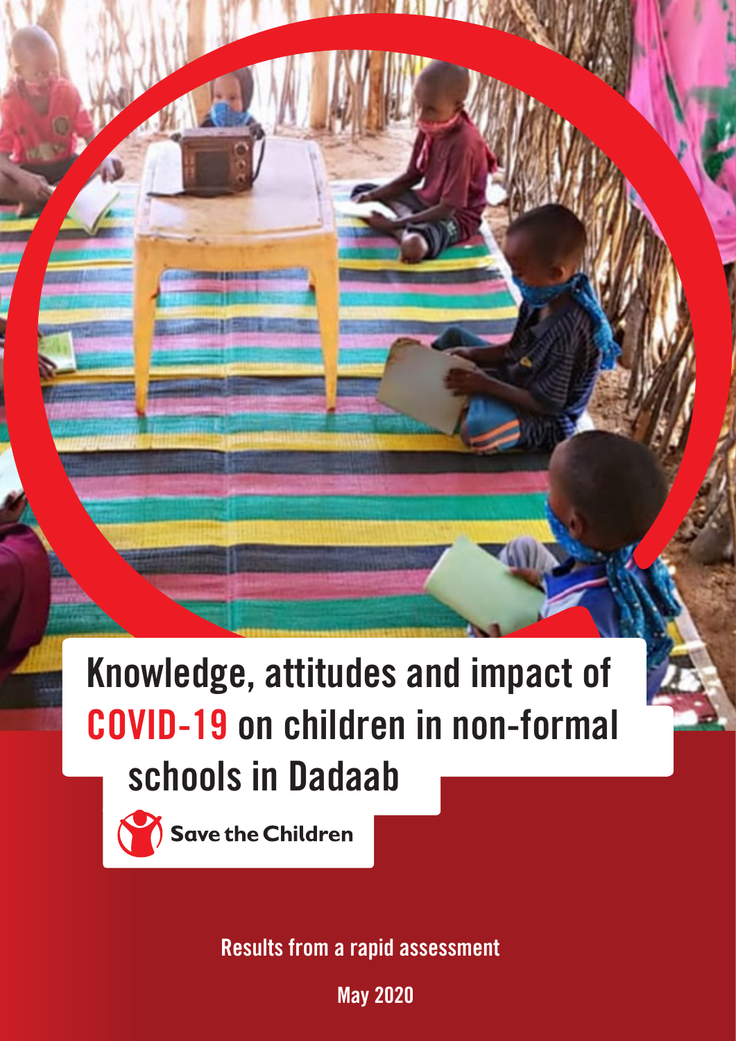# Knowledge, attitudes and impact of COVID-19 on children in non-formal schools in Dadaab

Save the Children

Results from a rapid assessment

May 2020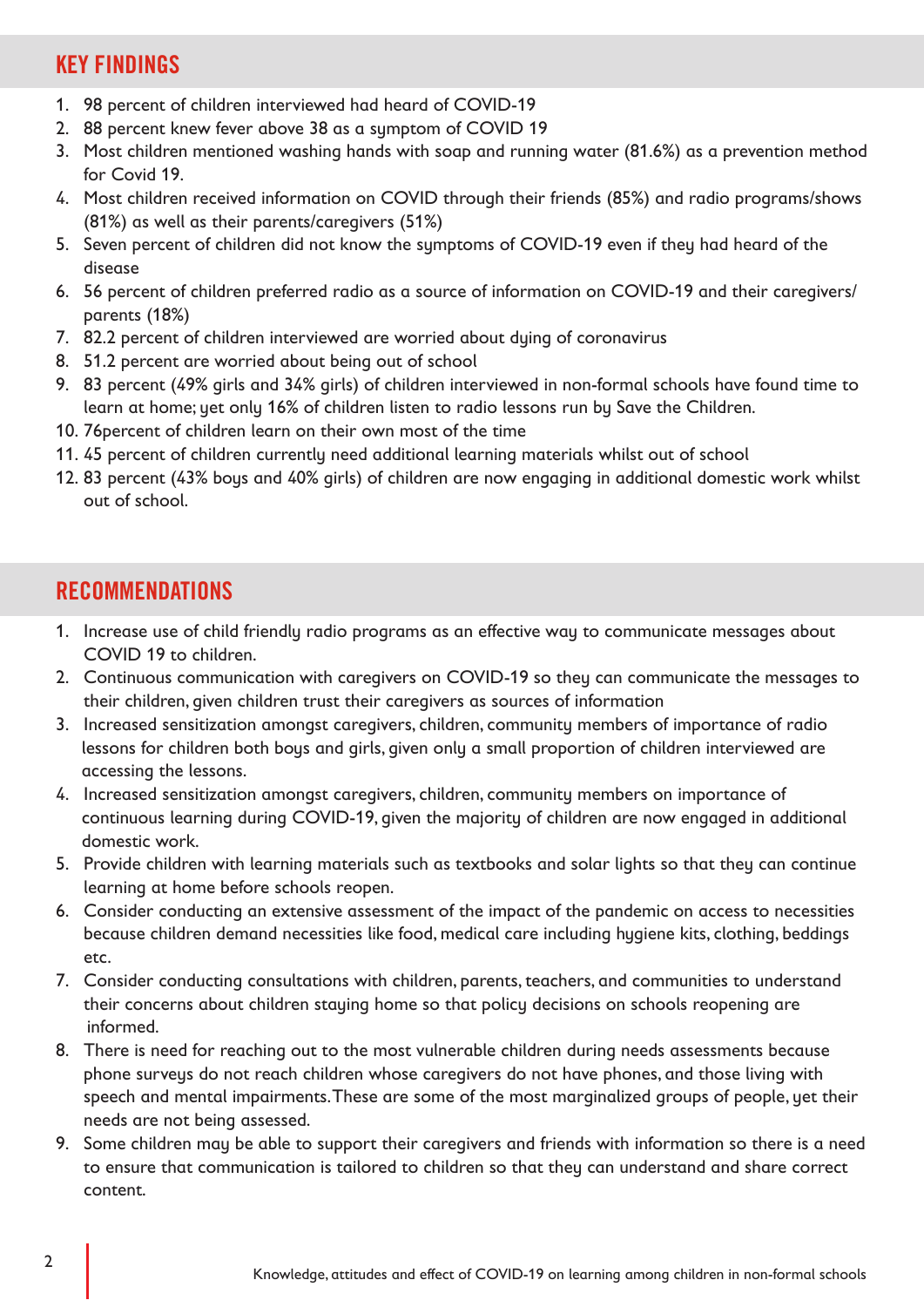## KEY FINDINGS

1. 98 percent of children interviewed had heard of COVID-19
2. 88 percent knew fever above 38 as a symptom of COVID 19
3. Most children mentioned washing hands with soap and running water (81.6%) as a prevention method for Covid 19.
4. Most children received information on COVID through their friends (85%) and radio programs/shows (81%) as well as their parents/caregivers (51%)
5. Seven percent of children did not know the symptoms of COVID-19 even if they had heard of the disease
6. 56 percent of children preferred radio as a source of information on COVID-19 and their caregivers/ parents (18%)
7. 82.2 percent of children interviewed are worried about dying of coronavirus
8. 51.2 percent are worried about being out of school
9. 83 percent (49% girls and 34% girls) of children interviewed in non-formal schools have found time to learn at home; yet only 16% of children listen to radio lessons run by Save the Children.
10. 76percent of children learn on their own most of the time
11. 45 percent of children currently need additional learning materials whilst out of school
12. 83 percent (43% boys and 40% girls) of children are now engaging in additional domestic work whilst out of school.

## RECOMMENDATIONS

1. Increase use of child friendly radio programs as an effective way to communicate messages about COVID 19 to children.
2. Continuous communication with caregivers on COVID-19 so they can communicate the messages to their children, given children trust their caregivers as sources of information
3. Increased sensitization amongst caregivers, children, community members of importance of radio lessons for children both boys and girls, given only a small proportion of children interviewed are accessing the lessons.
4. Increased sensitization amongst caregivers, children, community members on importance of continuous learning during COVID-19, given the majority of children are now engaged in additional domestic work.
5. Provide children with learning materials such as textbooks and solar lights so that they can continue learning at home before schools reopen.
6. Consider conducting an extensive assessment of the impact of the pandemic on access to necessities because children demand necessities like food, medical care including hygiene kits, clothing, beddings etc.
7. Consider conducting consultations with children, parents, teachers, and communities to understand their concerns about children staying home so that policy decisions on schools reopening are informed.
8. There is need for reaching out to the most vulnerable children during needs assessments because phone surveys do not reach children whose caregivers do not have phones, and those living with speech and mental impairments.These are some of the most marginalized groups of people, yet their needs are not being assessed.
9. Some children may be able to support their caregivers and friends with information so there is a need to ensure that communication is tailored to children so that they can understand and share correct content.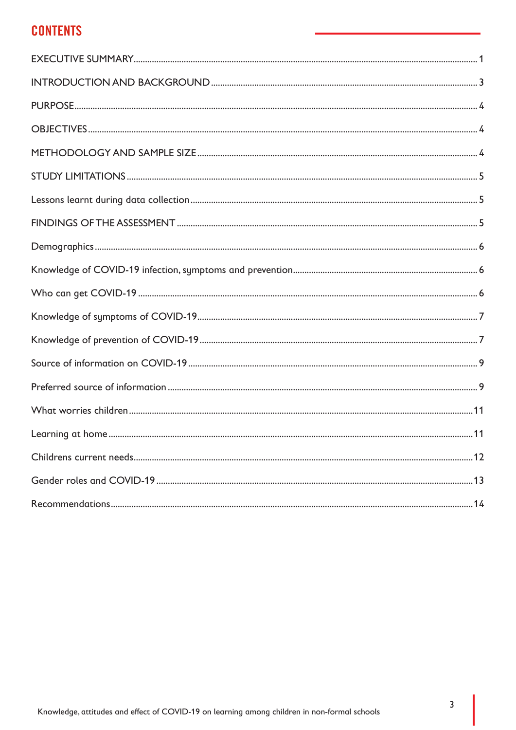# CONTENTS

EXECUTIVE SUMMARY ..... 1

INTRODUCTION AND BACKGROUND ..... 3

PURPOSE ..... 4

OBJECTIVES ..... 4

METHODOLOGY AND SAMPLE SIZE ..... 4

STUDY LIMITATIONS ..... 5

Lessons learnt during data collection ..... 5

FINDINGS OF THE ASSESSMENT ..... 5

Demographics ..... 6

Knowledge of COVID-19 infection, symptoms and prevention ..... 6

Who can get COVID-19 ..... 6

Knowledge of symptoms of COVID-19 ..... 7

Knowledge of prevention of COVID-19 ..... 7

Source of information on COVID-19 ..... 9

Preferred source of information ..... 9

What worries children ..... 11

Learning at home ..... 11

Childrens current needs ..... 12

Gender roles and COVID-19 ..... 13

Recommendations ..... 14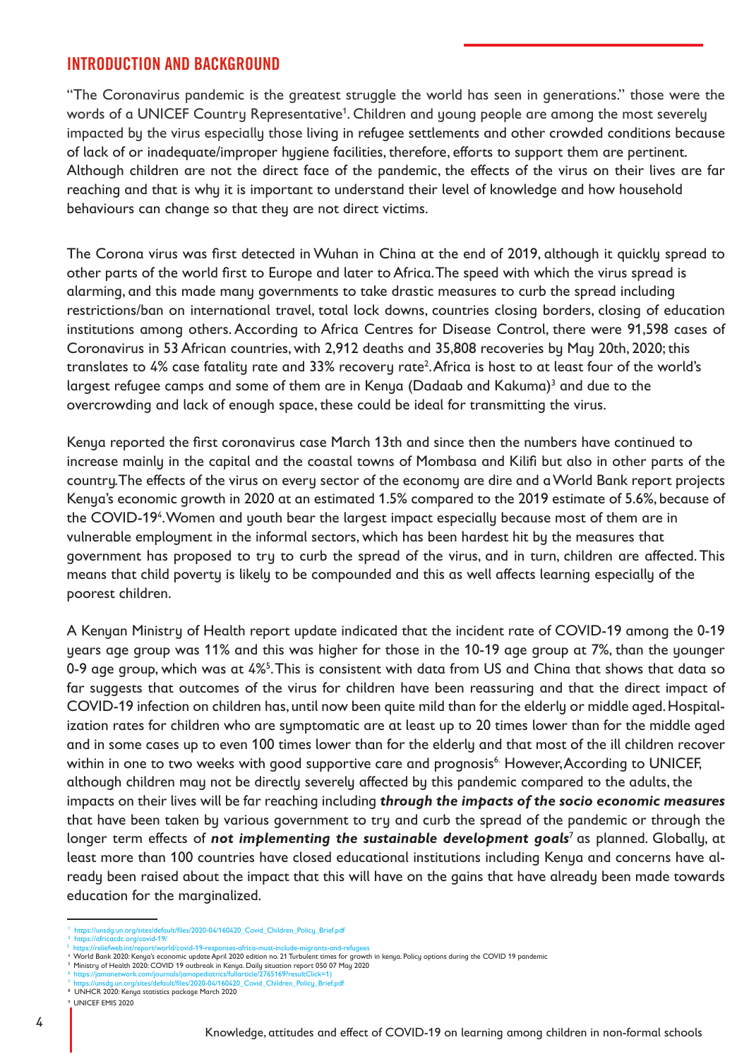## INTRODUCTION AND BACKGROUND

"The Coronavirus pandemic is the greatest struggle the world has seen in generations." those were the words of a UNICEF Country Representative[1]. Children and young people are among the most severely impacted by the virus especially those living in refugee settlements and other crowded conditions because of lack of or inadequate/improper hygiene facilities, therefore, efforts to support them are pertinent. Although children are not the direct face of the pandemic, the effects of the virus on their lives are far reaching and that is why it is important to understand their level of knowledge and how household behaviours can change so that they are not direct victims.

The Corona virus was first detected in Wuhan in China at the end of 2019, although it quickly spread to other parts of the world first to Europe and later to Africa. The speed with which the virus spread is alarming, and this made many governments to take drastic measures to curb the spread including restrictions/ban on international travel, total lock downs, countries closing borders, closing of education institutions among others. According to Africa Centres for Disease Control, there were 91,598 cases of Coronavirus in 53 African countries, with 2,912 deaths and 35,808 recoveries by May 20th, 2020; this translates to 4% case fatality rate and 33% recovery rate[2]. Africa is host to at least four of the world's largest refugee camps and some of them are in Kenya (Dadaab and Kakuma)[3] and due to the overcrowding and lack of enough space, these could be ideal for transmitting the virus.

Kenya reported the first coronavirus case March 13th and since then the numbers have continued to increase mainly in the capital and the coastal towns of Mombasa and Kilifi but also in other parts of the country. The effects of the virus on every sector of the economy are dire and a World Bank report projects Kenya's economic growth in 2020 at an estimated 1.5% compared to the 2019 estimate of 5.6%, because of the COVID-19[4]. Women and youth bear the largest impact especially because most of them are in vulnerable employment in the informal sectors, which has been hardest hit by the measures that government has proposed to try to curb the spread of the virus, and in turn, children are affected. This means that child poverty is likely to be compounded and this as well affects learning especially of the poorest children.

A Kenyan Ministry of Health report update indicated that the incident rate of COVID-19 among the 0-19 years age group was 11% and this was higher for those in the 10-19 age group at 7%, than the younger 0-9 age group, which was at 4%[5]. This is consistent with data from US and China that shows that data so far suggests that outcomes of the virus for children have been reassuring and that the direct impact of COVID-19 infection on children has, until now been quite mild than for the elderly or middle aged. Hospitalization rates for children who are symptomatic are at least up to 20 times lower than for the middle aged and in some cases up to even 100 times lower than for the elderly and that most of the ill children recover within in one to two weeks with good supportive care and prognosis[6]. However, According to UNICEF, although children may not be directly severely affected by this pandemic compared to the adults, the impacts on their lives will be far reaching including ***through the impacts of the socio economic measures*** that have been taken by various government to try and curb the spread of the pandemic or through the longer term effects of ***not implementing the sustainable development goals***[7] as planned. Globally, at least more than 100 countries have closed educational institutions including Kenya and concerns have already been raised about the impact that this will have on the gains that have already been made towards education for the marginalized.

---

[1] https://unsdg.un.org/sites/default/files/2020-04/160420_Covid_Children_Policy_Brief.pdf
[2] https://africacdc.org/covid-19/
[3] https://reliefweb.int/report/world/covid-19-responses-africa-must-include-migrants-and-refugees
[4] World Bank 2020: Kenya's economic update April 2020 edition no. 21 Turbulent times for growth in kenya. Policy options during the COVID 19 pandemic
[5] Ministry of Health 2020: COVID 19 outbreak in Kenya. Daily situation report 050 07 May 2020
[6] https://jamanetwork.com/journals/jamapediatrics/fullarticle/2765169?resultClick=1)
[7] https://unsdg.un.org/sites/default/files/2020-04/160420_Covid_Children_Policy_Brief.pdf
[8] UNHCR 2020: Kenya statistics package March 2020
[9] UNICEF EMIS 2020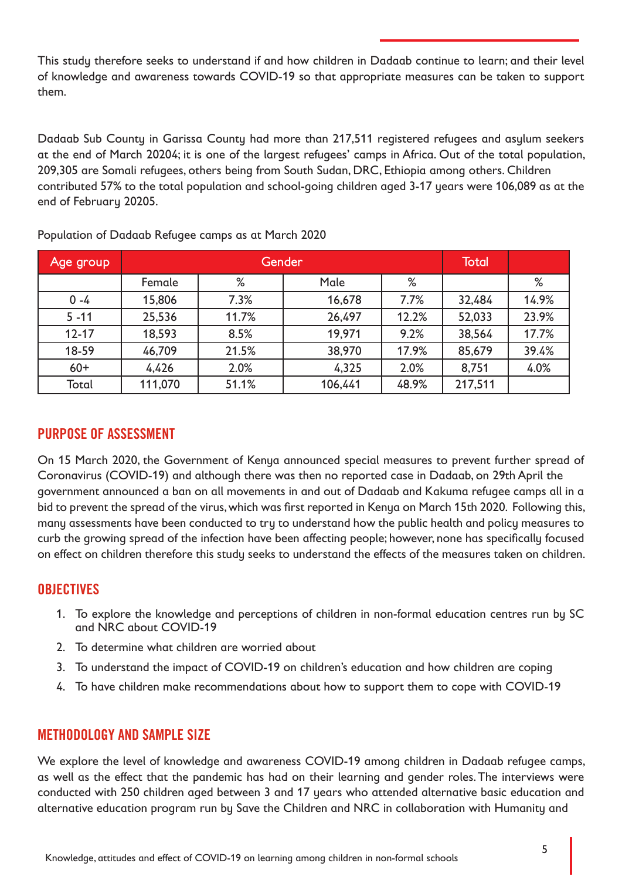This study therefore seeks to understand if and how children in Dadaab continue to learn; and their level of knowledge and awareness towards COVID-19 so that appropriate measures can be taken to support them.

Dadaab Sub County in Garissa County had more than 217,511 registered refugees and asylum seekers at the end of March 2020[4]; it is one of the largest refugees' camps in Africa. Out of the total population, 209,305 are Somali refugees, others being from South Sudan, DRC, Ethiopia among others. Children contributed 57% to the total population and school-going children aged 3-17 years were 106,089 as at the end of February 2020[5].

Population of Dadaab Refugee camps as at March 2020

| Age group | Gender | | | | Total | |
|---|---|---|---|---|---|---|
| | Female | % | Male | % | | % |
| 0 -4 | 15,806 | 7.3% | 16,678 | 7.7% | 32,484 | 14.9% |
| 5 -11 | 25,536 | 11.7% | 26,497 | 12.2% | 52,033 | 23.9% |
| 12-17 | 18,593 | 8.5% | 19,971 | 9.2% | 38,564 | 17.7% |
| 18-59 | 46,709 | 21.5% | 38,970 | 17.9% | 85,679 | 39.4% |
| 60+ | 4,426 | 2.0% | 4,325 | 2.0% | 8,751 | 4.0% |
| Total | 111,070 | 51.1% | 106,441 | 48.9% | 217,511 | |

## PURPOSE OF ASSESSMENT

On 15 March 2020, the Government of Kenya announced special measures to prevent further spread of Coronavirus (COVID-19) and although there was then no reported case in Dadaab, on 29th April the government announced a ban on all movements in and out of Dadaab and Kakuma refugee camps all in a bid to prevent the spread of the virus, which was first reported in Kenya on March 15th 2020. Following this, many assessments have been conducted to try to understand how the public health and policy measures to curb the growing spread of the infection have been affecting people; however, none has specifically focused on effect on children therefore this study seeks to understand the effects of the measures taken on children.

## OBJECTIVES

1. To explore the knowledge and perceptions of children in non-formal education centres run by SC and NRC about COVID-19
2. To determine what children are worried about
3. To understand the impact of COVID-19 on children's education and how children are coping
4. To have children make recommendations about how to support them to cope with COVID-19

## METHODOLOGY AND SAMPLE SIZE

We explore the level of knowledge and awareness COVID-19 among children in Dadaab refugee camps, as well as the effect that the pandemic has had on their learning and gender roles. The interviews were conducted with 250 children aged between 3 and 17 years who attended alternative basic education and alternative education program run by Save the Children and NRC in collaboration with Humanity and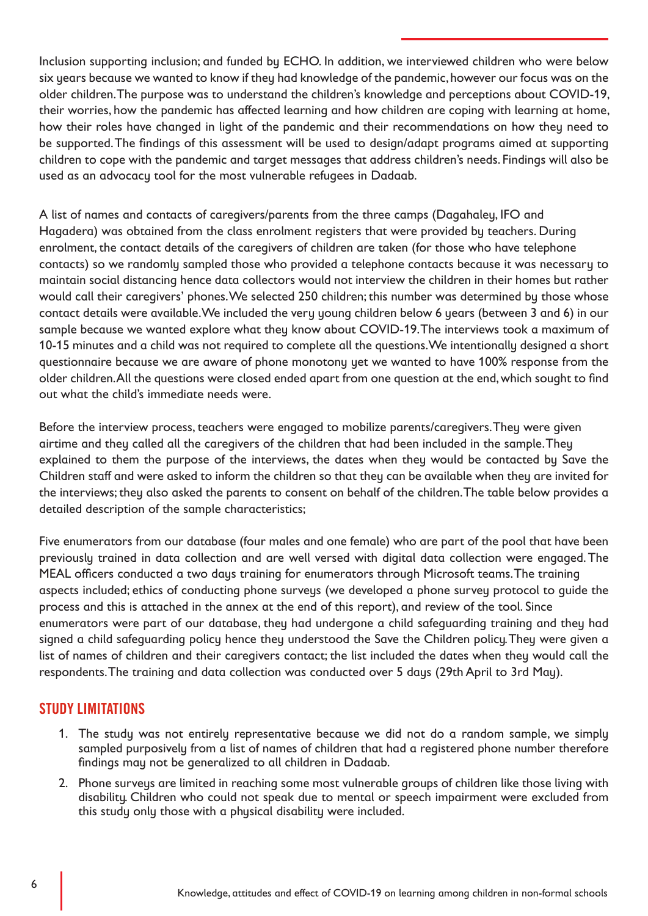Inclusion supporting inclusion; and funded by ECHO. In addition, we interviewed children who were below six years because we wanted to know if they had knowledge of the pandemic, however our focus was on the older children. The purpose was to understand the children's knowledge and perceptions about COVID-19, their worries, how the pandemic has affected learning and how children are coping with learning at home, how their roles have changed in light of the pandemic and their recommendations on how they need to be supported. The findings of this assessment will be used to design/adapt programs aimed at supporting children to cope with the pandemic and target messages that address children's needs. Findings will also be used as an advocacy tool for the most vulnerable refugees in Dadaab.

A list of names and contacts of caregivers/parents from the three camps (Dagahaley, IFO and Hagadera) was obtained from the class enrolment registers that were provided by teachers. During enrolment, the contact details of the caregivers of children are taken (for those who have telephone contacts) so we randomly sampled those who provided a telephone contacts because it was necessary to maintain social distancing hence data collectors would not interview the children in their homes but rather would call their caregivers' phones. We selected 250 children; this number was determined by those whose contact details were available. We included the very young children below 6 years (between 3 and 6) in our sample because we wanted explore what they know about COVID-19. The interviews took a maximum of 10-15 minutes and a child was not required to complete all the questions. We intentionally designed a short questionnaire because we are aware of phone monotony yet we wanted to have 100% response from the older children. All the questions were closed ended apart from one question at the end, which sought to find out what the child's immediate needs were.

Before the interview process, teachers were engaged to mobilize parents/caregivers. They were given airtime and they called all the caregivers of the children that had been included in the sample. They explained to them the purpose of the interviews, the dates when they would be contacted by Save the Children staff and were asked to inform the children so that they can be available when they are invited for the interviews; they also asked the parents to consent on behalf of the children. The table below provides a detailed description of the sample characteristics;

Five enumerators from our database (four males and one female) who are part of the pool that have been previously trained in data collection and are well versed with digital data collection were engaged. The MEAL officers conducted a two days training for enumerators through Microsoft teams. The training aspects included; ethics of conducting phone surveys (we developed a phone survey protocol to guide the process and this is attached in the annex at the end of this report), and review of the tool. Since enumerators were part of our database, they had undergone a child safeguarding training and they had signed a child safeguarding policy hence they understood the Save the Children policy. They were given a list of names of children and their caregivers contact; the list included the dates when they would call the respondents. The training and data collection was conducted over 5 days (29th April to 3rd May).

## STUDY LIMITATIONS

1. The study was not entirely representative because we did not do a random sample, we simply sampled purposively from a list of names of children that had a registered phone number therefore findings may not be generalized to all children in Dadaab.
2. Phone surveys are limited in reaching some most vulnerable groups of children like those living with disability. Children who could not speak due to mental or speech impairment were excluded from this study only those with a physical disability were included.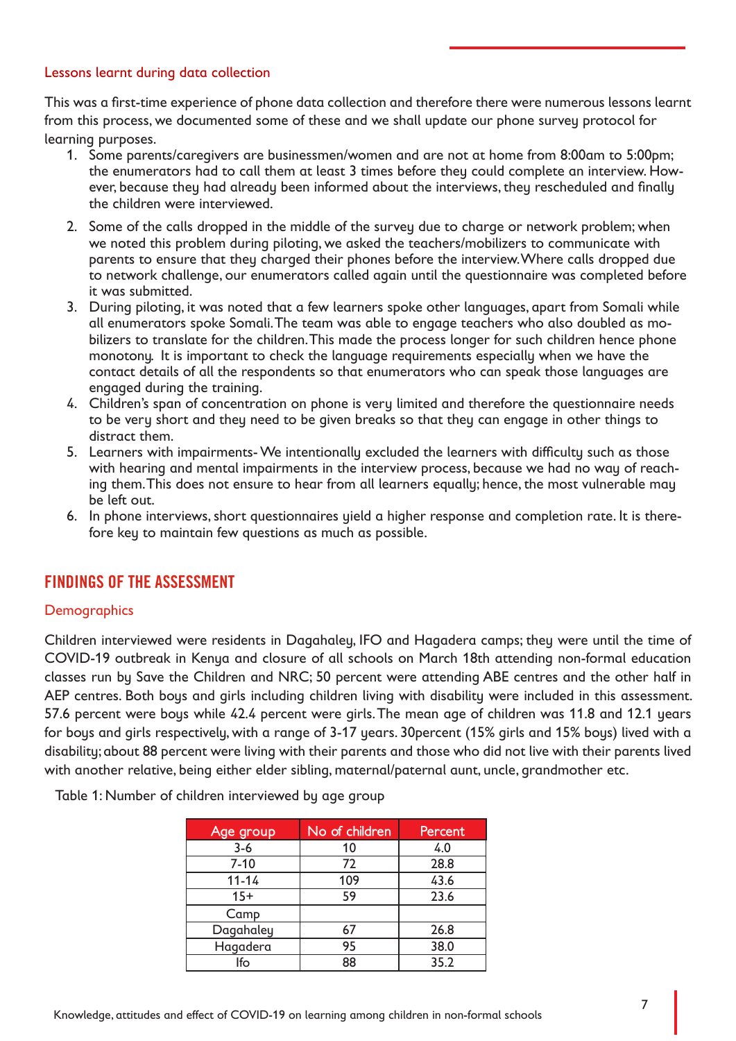### Lessons learnt during data collection

This was a first-time experience of phone data collection and therefore there were numerous lessons learnt from this process, we documented some of these and we shall update our phone survey protocol for learning purposes.

1. Some parents/caregivers are businessmen/women and are not at home from 8:00am to 5:00pm; the enumerators had to call them at least 3 times before they could complete an interview. However, because they had already been informed about the interviews, they rescheduled and finally the children were interviewed.
2. Some of the calls dropped in the middle of the survey due to charge or network problem; when we noted this problem during piloting, we asked the teachers/mobilizers to communicate with parents to ensure that they charged their phones before the interview. Where calls dropped due to network challenge, our enumerators called again until the questionnaire was completed before it was submitted.
3. During piloting, it was noted that a few learners spoke other languages, apart from Somali while all enumerators spoke Somali. The team was able to engage teachers who also doubled as mobilizers to translate for the children. This made the process longer for such children hence phone monotony. It is important to check the language requirements especially when we have the contact details of all the respondents so that enumerators who can speak those languages are engaged during the training.
4. Children's span of concentration on phone is very limited and therefore the questionnaire needs to be very short and they need to be given breaks so that they can engage in other things to distract them.
5. Learners with impairments- We intentionally excluded the learners with difficulty such as those with hearing and mental impairments in the interview process, because we had no way of reaching them. This does not ensure to hear from all learners equally; hence, the most vulnerable may be left out.
6. In phone interviews, short questionnaires yield a higher response and completion rate. It is therefore key to maintain few questions as much as possible.

## FINDINGS OF THE ASSESSMENT

### Demographics

Children interviewed were residents in Dagahaley, IFO and Hagadera camps; they were until the time of COVID-19 outbreak in Kenya and closure of all schools on March 18th attending non-formal education classes run by Save the Children and NRC; 50 percent were attending ABE centres and the other half in AEP centres. Both boys and girls including children living with disability were included in this assessment. 57.6 percent were boys while 42.4 percent were girls. The mean age of children was 11.8 and 12.1 years for boys and girls respectively, with a range of 3-17 years. 30percent (15% girls and 15% boys) lived with a disability; about 88 percent were living with their parents and those who did not live with their parents lived with another relative, being either elder sibling, maternal/paternal aunt, uncle, grandmother etc.

Table 1: Number of children interviewed by age group

| Age group | No of children | Percent |
|---|---|---|
| 3-6 | 10 | 4.0 |
| 7-10 | 72 | 28.8 |
| 11-14 | 109 | 43.6 |
| 15+ | 59 | 23.6 |
| Camp | | |
| Dagahaley | 67 | 26.8 |
| Hagadera | 95 | 38.0 |
| Ifo | 88 | 35.2 |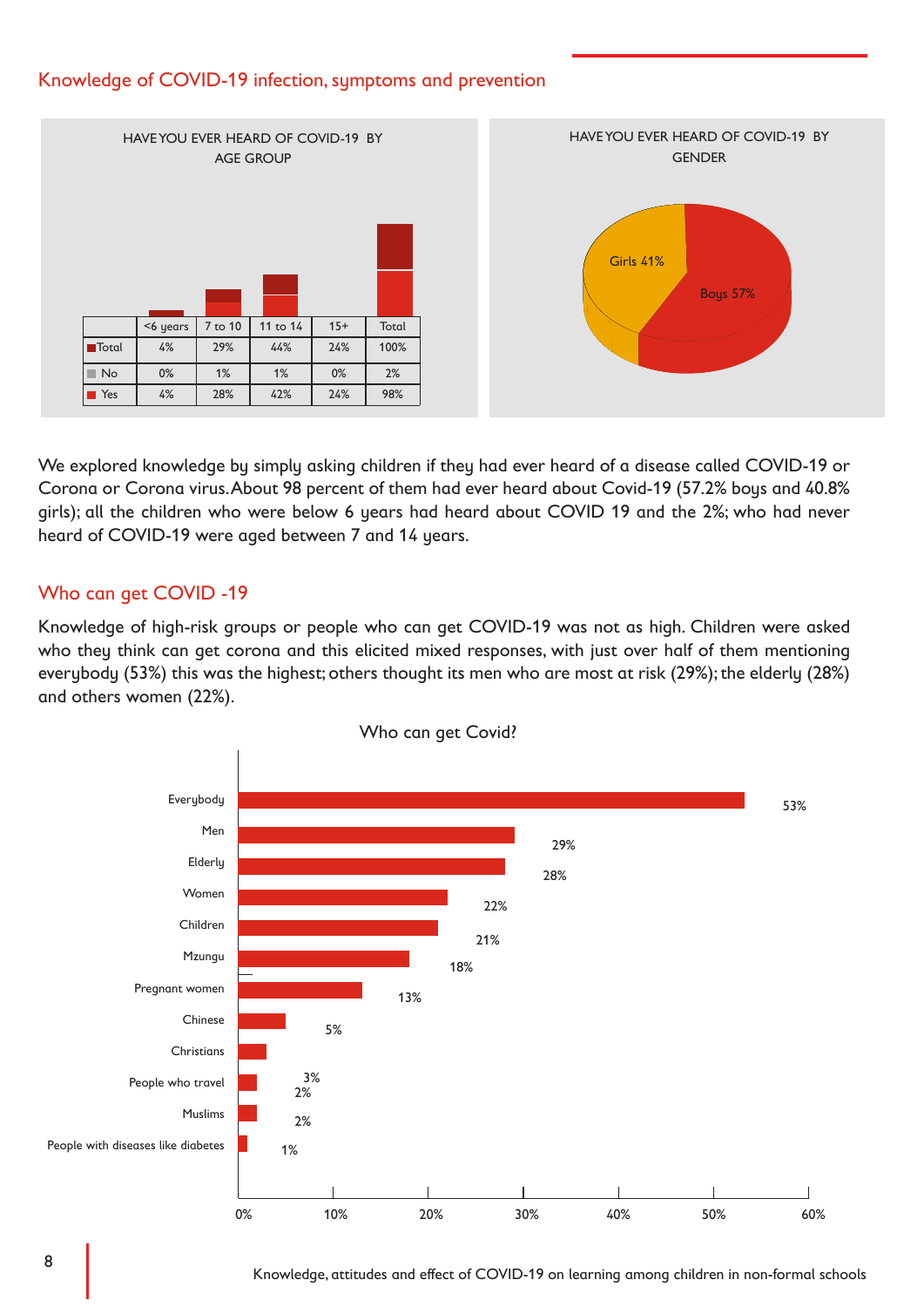## Knowledge of COVID-19 infection, symptoms and prevention

HAVE YOU EVER HEARD OF COVID-19 BY AGE GROUP

| | <6 years | 7 to 10 | 11 to 14 | 15+ | Total |
|---|---|---|---|---|---|
| Total | 4% | 29% | 44% | 24% | 100% |
| No | 0% | 1% | 1% | 0% | 2% |
| Yes | 4% | 28% | 42% | 24% | 98% |

HAVE YOU EVER HEARD OF COVID-19 BY GENDER

Girls 41%

Boys 57%

We explored knowledge by simply asking children if they had ever heard of a disease called COVID-19 or Corona or Corona virus. About 98 percent of them had ever heard about Covid-19 (57.2% boys and 40.8% girls); all the children who were below 6 years had heard about COVID 19 and the 2%; who had never heard of COVID-19 were aged between 7 and 14 years.

## Who can get COVID -19

Knowledge of high-risk groups or people who can get COVID-19 was not as high. Children were asked who they think can get corona and this elicited mixed responses, with just over half of them mentioning everybody (53%) this was the highest; others thought its men who are most at risk (29%); the elderly (28%) and others women (22%).

Who can get Covid?

| Group | % |
|---|---|
| Everybody | 53% |
| Men | 29% |
| Elderly | 28% |
| Women | 22% |
| Children | 21% |
| Mzungu | 18% |
| Pregnant women | 13% |
| Chinese | 5% |
| Christians | 3% |
| People who travel | 2% |
| Muslims | 2% |
| People with diseases like diabetes | 1% |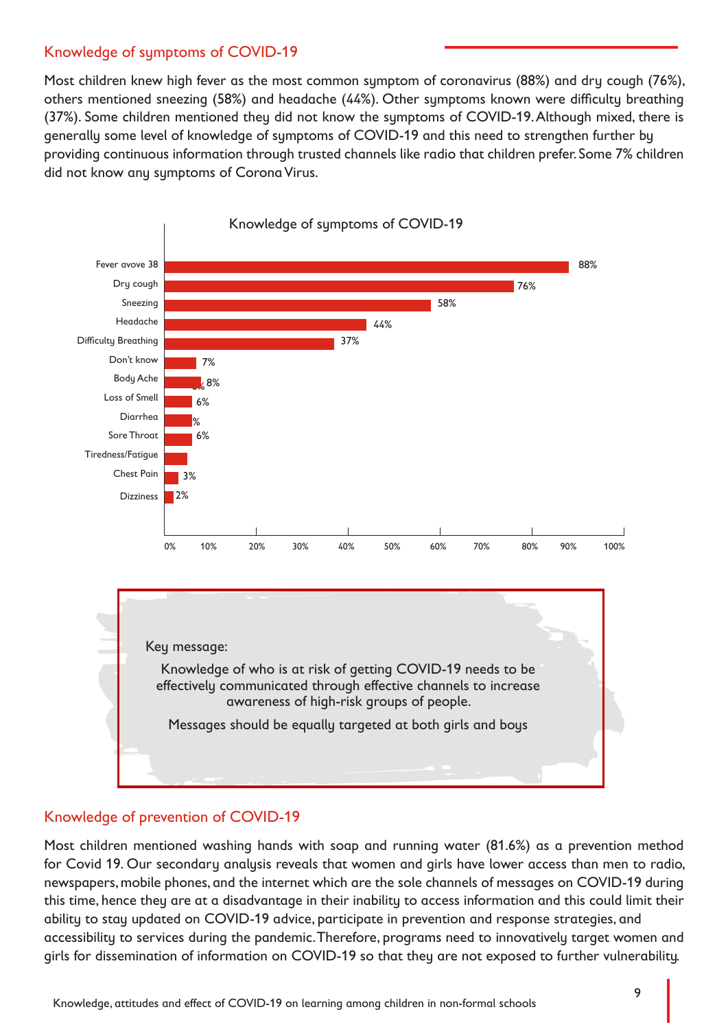## Knowledge of symptoms of COVID-19

Most children knew high fever as the most common symptom of coronavirus (88%) and dry cough (76%), others mentioned sneezing (58%) and headache (44%). Other symptoms known were difficulty breathing (37%). Some children mentioned they did not know the symptoms of COVID-19. Although mixed, there is generally some level of knowledge of symptoms of COVID-19 and this need to strengthen further by providing continuous information through trusted channels like radio that children prefer. Some 7% children did not know any symptoms of Corona Virus.

**Knowledge of symptoms of COVID-19**

| Symptom | Percentage |
|---|---|
| Fever avove 38 | 88% |
| Dry cough | 76% |
| Sneezing | 58% |
| Headache | 44% |
| Difficulty Breathing | 37% |
| Don't know | 7% |
| Body Ache | 8% |
| Loss of Smell | 6% |
| Diarrhea | % |
| Sore Throat | 6% |
| Tiredness/Fatigue | |
| Chest Pain | 3% |
| Dizziness | 2% |

> Key message:
>
> Knowledge of who is at risk of getting COVID-19 needs to be effectively communicated through effective channels to increase awareness of high-risk groups of people.
>
> Messages should be equally targeted at both girls and boys

## Knowledge of prevention of COVID-19

Most children mentioned washing hands with soap and running water (81.6%) as a prevention method for Covid 19. Our secondary analysis reveals that women and girls have lower access than men to radio, newspapers, mobile phones, and the internet which are the sole channels of messages on COVID-19 during this time, hence they are at a disadvantage in their inability to access information and this could limit their ability to stay updated on COVID-19 advice, participate in prevention and response strategies, and accessibility to services during the pandemic. Therefore, programs need to innovatively target women and girls for dissemination of information on COVID-19 so that they are not exposed to further vulnerability.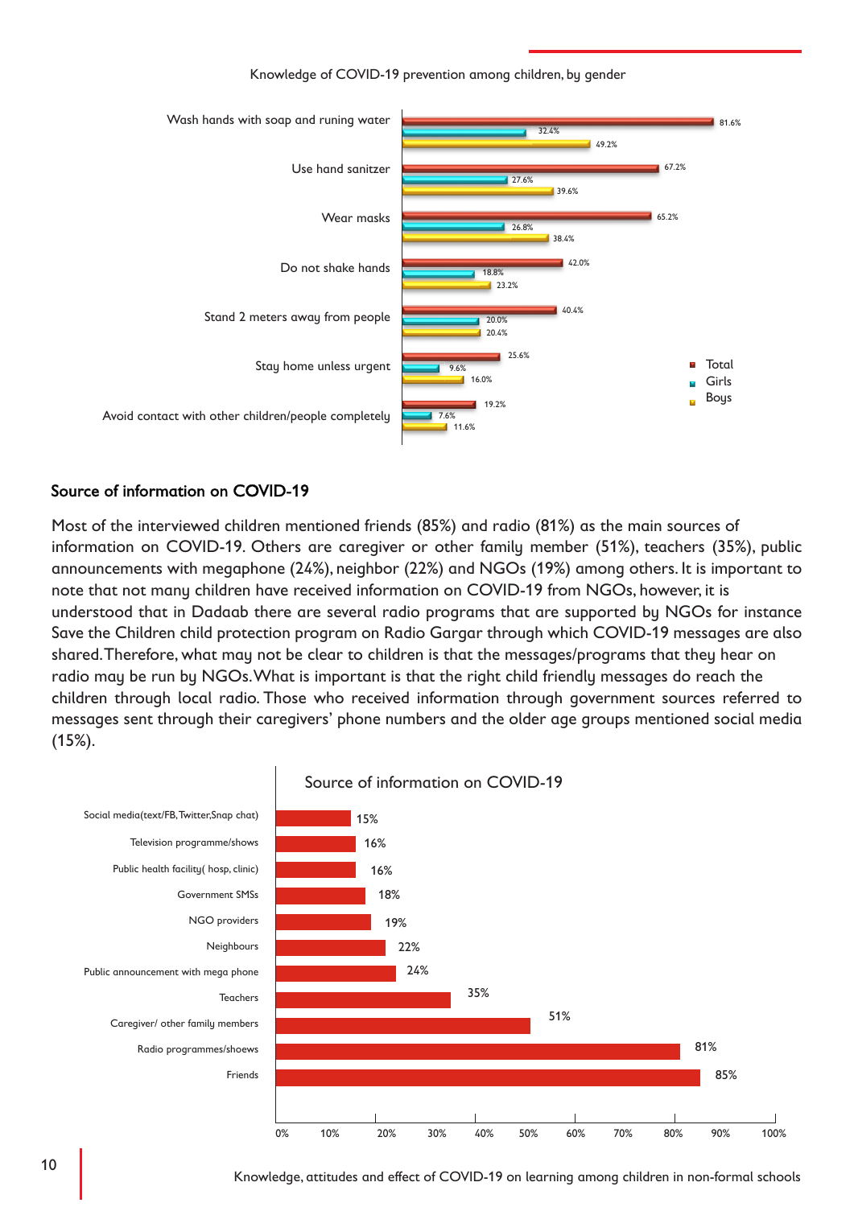Knowledge of COVID-19 prevention among children, by gender

| | Total | Girls | Boys |
|---|---|---|---|
| Wash hands with soap and runing water | 81.6% | 32.4% | 49.2% |
| Use hand sanitzer | 67.2% | 27.6% | 39.6% |
| Wear masks | 65.2% | 26.8% | 38.4% |
| Do not shake hands | 42.0% | 18.8% | 23.2% |
| Stand 2 meters away from people | 40.4% | 20.0% | 20.4% |
| Stay home unless urgent | 25.6% | 9.6% | 16.0% |
| Avoid contact with other children/people completely | 19.2% | 7.6% | 11.6% |

## Source of information on COVID-19

Most of the interviewed children mentioned friends (85%) and radio (81%) as the main sources of information on COVID-19. Others are caregiver or other family member (51%), teachers (35%), public announcements with megaphone (24%), neighbor (22%) and NGOs (19%) among others. It is important to note that not many children have received information on COVID-19 from NGOs, however, it is understood that in Dadaab there are several radio programs that are supported by NGOs for instance Save the Children child protection program on Radio Gargar through which COVID-19 messages are also shared. Therefore, what may not be clear to children is that the messages/programs that they hear on radio may be run by NGOs. What is important is that the right child friendly messages do reach the children through local radio. Those who received information through government sources referred to messages sent through their caregivers' phone numbers and the older age groups mentioned social media (15%).

Source of information on COVID-19

| Source | % |
|---|---|
| Social media(text/FB, Twitter, Snap chat) | 15% |
| Television programme/shows | 16% |
| Public health facility( hosp, clinic) | 16% |
| Government SMSs | 18% |
| NGO providers | 19% |
| Neighbours | 22% |
| Public announcement with mega phone | 24% |
| Teachers | 35% |
| Caregiver/ other family members | 51% |
| Radio programmes/shoews | 81% |
| Friends | 85% |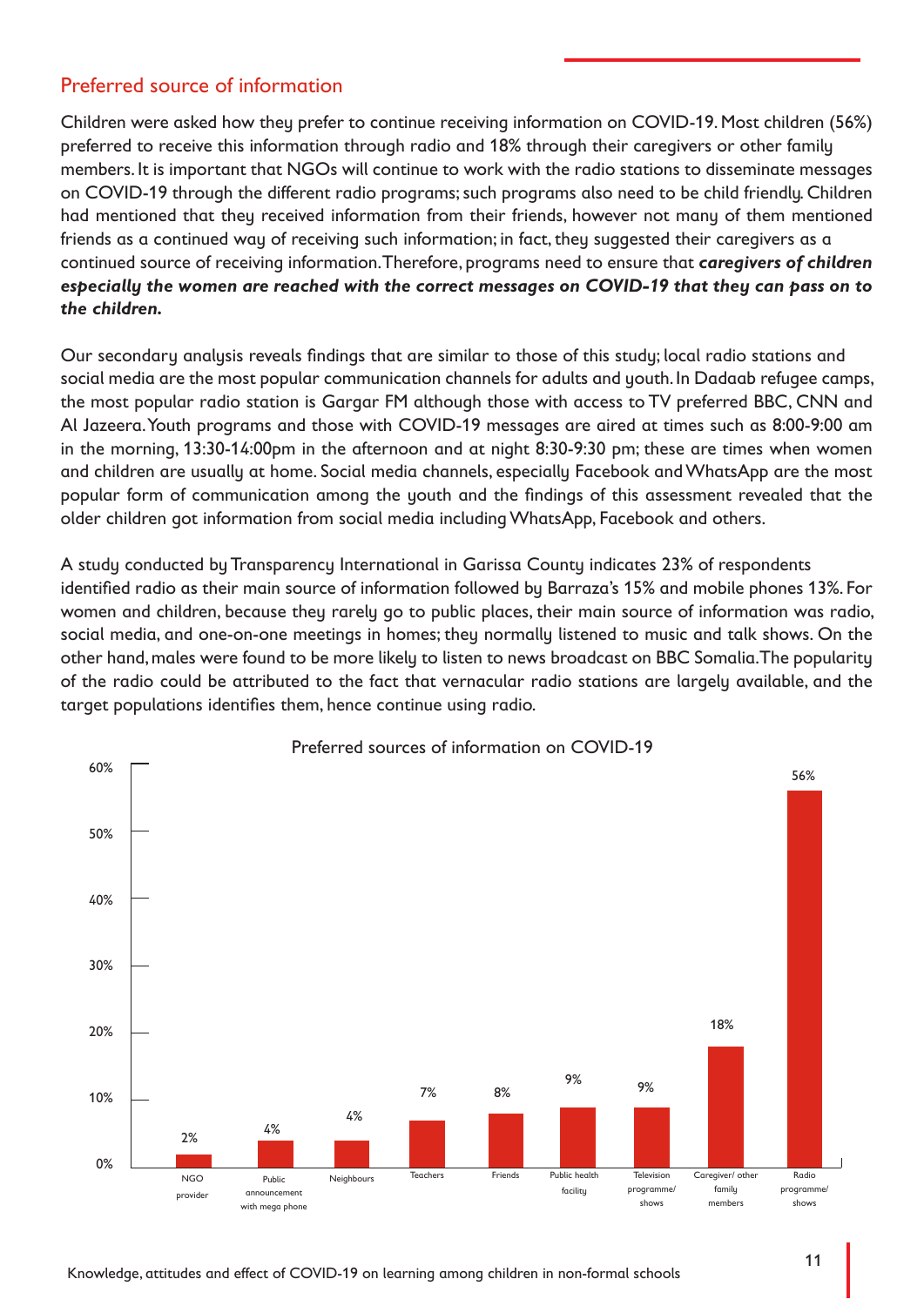## Preferred source of information

Children were asked how they prefer to continue receiving information on COVID-19. Most children (56%) preferred to receive this information through radio and 18% through their caregivers or other family members. It is important that NGOs will continue to work with the radio stations to disseminate messages on COVID-19 through the different radio programs; such programs also need to be child friendly. Children had mentioned that they received information from their friends, however not many of them mentioned friends as a continued way of receiving such information; in fact, they suggested their caregivers as a continued source of receiving information. Therefore, programs need to ensure that ***caregivers of children especially the women are reached with the correct messages on COVID-19 that they can pass on to the children.***

Our secondary analysis reveals findings that are similar to those of this study; local radio stations and social media are the most popular communication channels for adults and youth. In Dadaab refugee camps, the most popular radio station is Gargar FM although those with access to TV preferred BBC, CNN and Al Jazeera. Youth programs and those with COVID-19 messages are aired at times such as 8:00-9:00 am in the morning, 13:30-14:00pm in the afternoon and at night 8:30-9:30 pm; these are times when women and children are usually at home. Social media channels, especially Facebook and WhatsApp are the most popular form of communication among the youth and the findings of this assessment revealed that the older children got information from social media including WhatsApp, Facebook and others.

A study conducted by Transparency International in Garissa County indicates 23% of respondents identified radio as their main source of information followed by Barraza's 15% and mobile phones 13%. For women and children, because they rarely go to public places, their main source of information was radio, social media, and one-on-one meetings in homes; they normally listened to music and talk shows. On the other hand, males were found to be more likely to listen to news broadcast on BBC Somalia. The popularity of the radio could be attributed to the fact that vernacular radio stations are largely available, and the target populations identifies them, hence continue using radio.

**Preferred sources of information on COVID-19**

| Source | Percentage |
|---|---|
| NGO provider | 2% |
| Public announcement with mega phone | 4% |
| Neighbours | 4% |
| Teachers | 7% |
| Friends | 8% |
| Public health facility | 9% |
| Television programme/ shows | 9% |
| Caregiver/ other family members | 18% |
| Radio programme/ shows | 56% |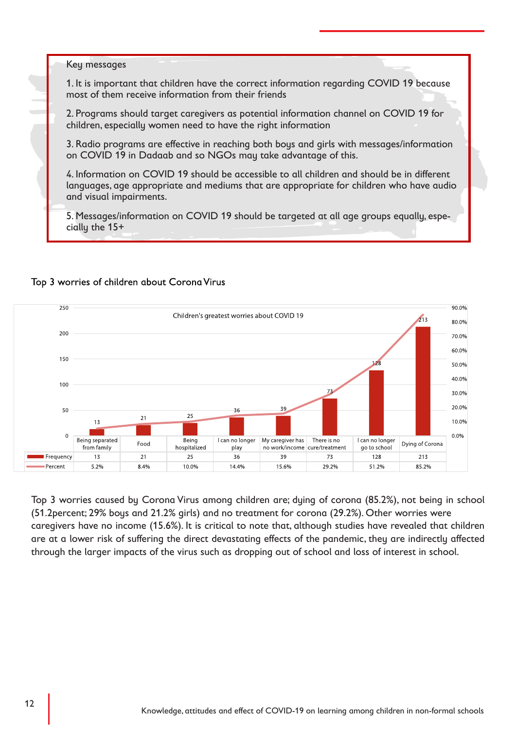Key messages

1. It is important that children have the correct information regarding COVID 19 because most of them receive information from their friends

2. Programs should target caregivers as potential information channel on COVID 19 for children, especially women need to have the right information

3. Radio programs are effective in reaching both boys and girls with messages/information on COVID 19 in Dadaab and so NGOs may take advantage of this.

4. Information on COVID 19 should be accessible to all children and should be in different languages, age appropriate and mediums that are appropriate for children who have audio and visual impairments.

5. Messages/information on COVID 19 should be targeted at all age groups equally, especially the 15+

Top 3 worries of children about Corona Virus

Children's greatest worries about COVID 19

| | Being separated from family | Food | Being hospitalized | I can no longer play | My caregiver has no work/income | There is no cure/treatment | I can no longer go to school | Dying of Corona |
|---|---|---|---|---|---|---|---|---|
| Frequency | 13 | 21 | 25 | 36 | 39 | 73 | 128 | 213 |
| Percent | 5.2% | 8.4% | 10.0% | 14.4% | 15.6% | 29.2% | 51.2% | 85.2% |

Top 3 worries caused by Corona Virus among children are; dying of corona (85.2%), not being in school (51.2percent; 29% boys and 21.2% girls) and no treatment for corona (29.2%). Other worries were caregivers have no income (15.6%). It is critical to note that, although studies have revealed that children are at a lower risk of suffering the direct devastating effects of the pandemic, they are indirectly affected through the larger impacts of the virus such as dropping out of school and loss of interest in school.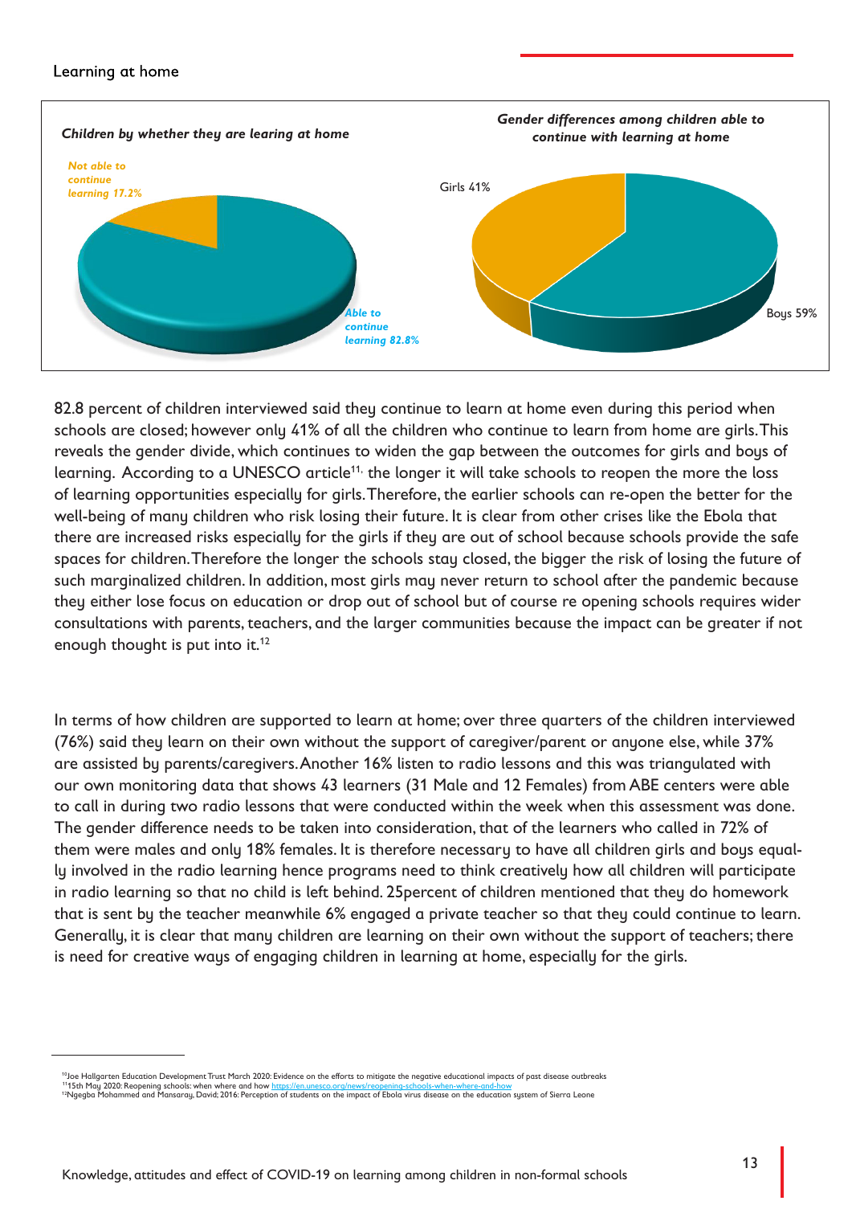Learning at home

*Children by whether they are learing at home*

*Not able to continue learning 17.2%*

*Able to continue learning 82.8%*

*Gender differences among children able to continue with learning at home*

Girls 41%

Boys 59%

82.8 percent of children interviewed said they continue to learn at home even during this period when schools are closed; however only 41% of all the children who continue to learn from home are girls. This reveals the gender divide, which continues to widen the gap between the outcomes for girls and boys of learning. According to a UNESCO article[11], the longer it will take schools to reopen the more the loss of learning opportunities especially for girls. Therefore, the earlier schools can re-open the better for the well-being of many children who risk losing their future. It is clear from other crises like the Ebola that there are increased risks especially for the girls if they are out of school because schools provide the safe spaces for children. Therefore the longer the schools stay closed, the bigger the risk of losing the future of such marginalized children. In addition, most girls may never return to school after the pandemic because they either lose focus on education or drop out of school but of course re opening schools requires wider consultations with parents, teachers, and the larger communities because the impact can be greater if not enough thought is put into it.[12]

In terms of how children are supported to learn at home; over three quarters of the children interviewed (76%) said they learn on their own without the support of caregiver/parent or anyone else, while 37% are assisted by parents/caregivers. Another 16% listen to radio lessons and this was triangulated with our own monitoring data that shows 43 learners (31 Male and 12 Females) from ABE centers were able to call in during two radio lessons that were conducted within the week when this assessment was done. The gender difference needs to be taken into consideration, that of the learners who called in 72% of them were males and only 18% females. It is therefore necessary to have all children girls and boys equally involved in the radio learning hence programs need to think creatively how all children will participate in radio learning so that no child is left behind. 25percent of children mentioned that they do homework that is sent by the teacher meanwhile 6% engaged a private teacher so that they could continue to learn. Generally, it is clear that many children are learning on their own without the support of teachers; there is need for creative ways of engaging children in learning at home, especially for the girls.

---

[10] Joe Hallgarten Education Development Trust March 2020: Evidence on the efforts to mitigate the negative educational impacts of past disease outbreaks
[11] 15th May 2020: Reopening schools: when where and how https://en.unesco.org/news/reopening-schools-when-where-and-how
[12] Ngegba Mohammed and Mansaray, David; 2016: Perception of students on the impact of Ebola virus disease on the education system of Sierra Leone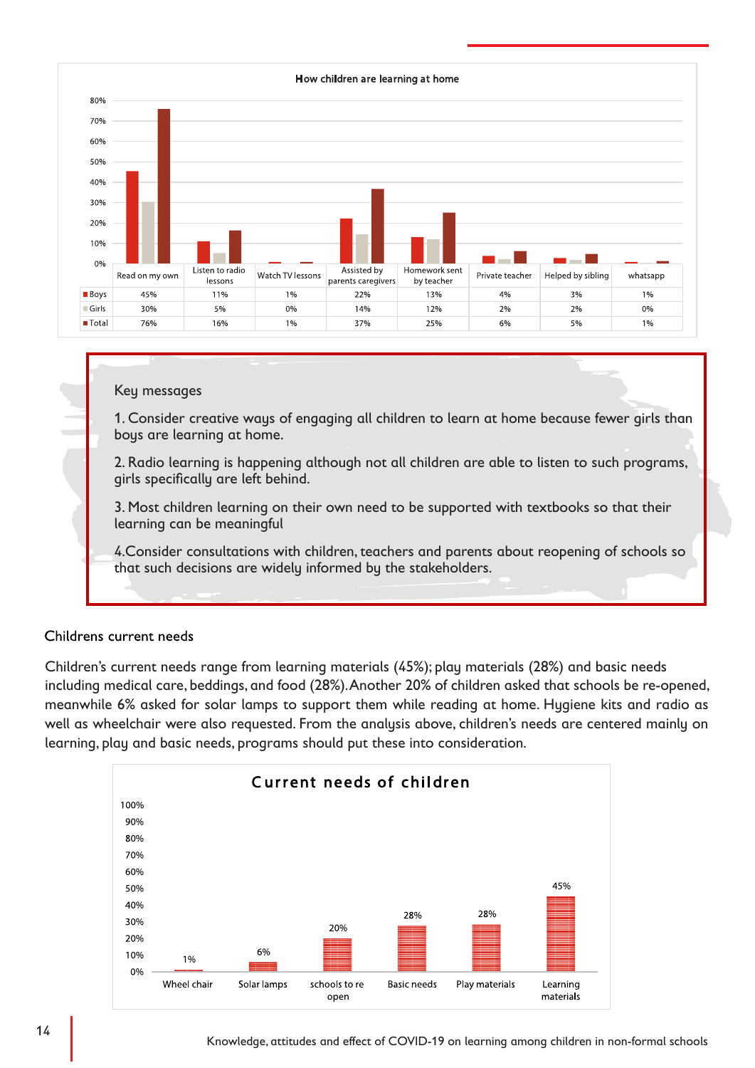**How children are learning at home**

| | Read on my own | Listen to radio lessons | Watch TV lessons | Assisted by parents caregivers | Homework sent by teacher | Private teacher | Helped by sibling | whatsapp |
|---|---|---|---|---|---|---|---|---|
| Boys | 45% | 11% | 1% | 22% | 13% | 4% | 3% | 1% |
| Girls | 30% | 5% | 0% | 14% | 12% | 2% | 2% | 0% |
| Total | 76% | 16% | 1% | 37% | 25% | 6% | 5% | 1% |

Key messages

1. Consider creative ways of engaging all children to learn at home because fewer girls than boys are learning at home.

2. Radio learning is happening although not all children are able to listen to such programs, girls specifically are left behind.

3. Most children learning on their own need to be supported with textbooks so that their learning can be meaningful

4.Consider consultations with children, teachers and parents about reopening of schools so that such decisions are widely informed by the stakeholders.

## Childrens current needs

Children's current needs range from learning materials (45%); play materials (28%) and basic needs including medical care, beddings, and food (28%). Another 20% of children asked that schools be re-opened, meanwhile 6% asked for solar lamps to support them while reading at home. Hygiene kits and radio as well as wheelchair were also requested. From the analysis above, children's needs are centered mainly on learning, play and basic needs, programs should put these into consideration.

**Current needs of children**

| Need | Percentage |
|---|---|
| Wheel chair | 1% |
| Solar lamps | 6% |
| schools to re open | 20% |
| Basic needs | 28% |
| Play materials | 28% |
| Learning materials | 45% |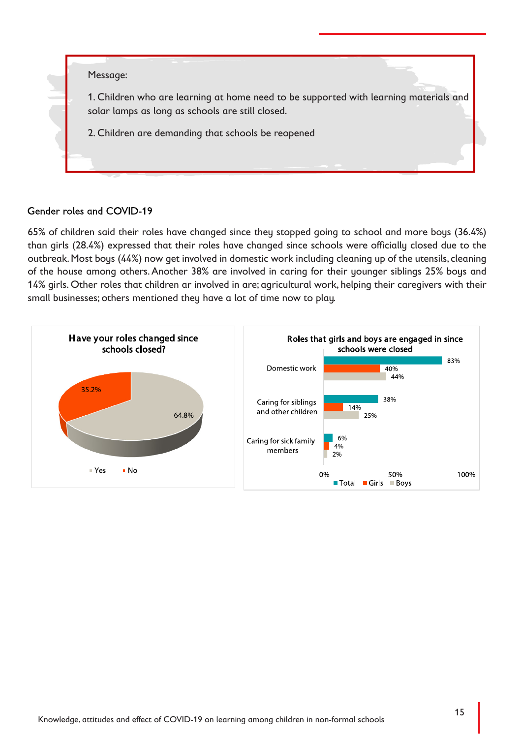Message:

1. Children who are learning at home need to be supported with learning materials and solar lamps as long as schools are still closed.

2. Children are demanding that schools be reopened

## Gender roles and COVID-19

65% of children said their roles have changed since they stopped going to school and more boys (36.4%) than girls (28.4%) expressed that their roles have changed since schools were officially closed due to the outbreak. Most boys (44%) now get involved in domestic work including cleaning up of the utensils, cleaning of the house among others. Another 38% are involved in caring for their younger siblings 25% boys and 14% girls. Other roles that children ar involved in are; agricultural work, helping their caregivers with their small businesses; others mentioned they have a lot of time now to play.

**Have your roles changed since schools closed?**

| Response | Percentage |
|---|---|
| Yes | 64.8% |
| No | 35.2% |

**Roles that girls and boys are engaged in since schools were closed**

| Role | Total | Girls | Boys |
|---|---|---|---|
| Domestic work | 83% | 40% | 44% |
| Caring for siblings and other children | 38% | 14% | 25% |
| Caring for sick family members | 6% | 4% | 2% |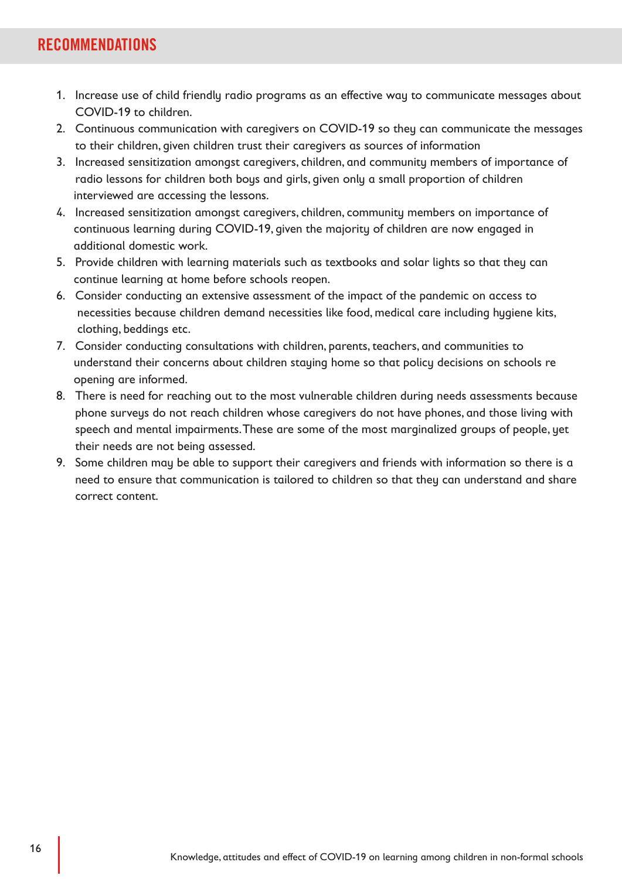## RECOMMENDATIONS

1. Increase use of child friendly radio programs as an effective way to communicate messages about COVID-19 to children.
2. Continuous communication with caregivers on COVID-19 so they can communicate the messages to their children, given children trust their caregivers as sources of information
3. Increased sensitization amongst caregivers, children, and community members of importance of radio lessons for children both boys and girls, given only a small proportion of children interviewed are accessing the lessons.
4. Increased sensitization amongst caregivers, children, community members on importance of continuous learning during COVID-19, given the majority of children are now engaged in additional domestic work.
5. Provide children with learning materials such as textbooks and solar lights so that they can continue learning at home before schools reopen.
6. Consider conducting an extensive assessment of the impact of the pandemic on access to necessities because children demand necessities like food, medical care including hygiene kits, clothing, beddings etc.
7. Consider conducting consultations with children, parents, teachers, and communities to understand their concerns about children staying home so that policy decisions on schools re opening are informed.
8. There is need for reaching out to the most vulnerable children during needs assessments because phone surveys do not reach children whose caregivers do not have phones, and those living with speech and mental impairments. These are some of the most marginalized groups of people, yet their needs are not being assessed.
9. Some children may be able to support their caregivers and friends with information so there is a need to ensure that communication is tailored to children so that they can understand and share correct content.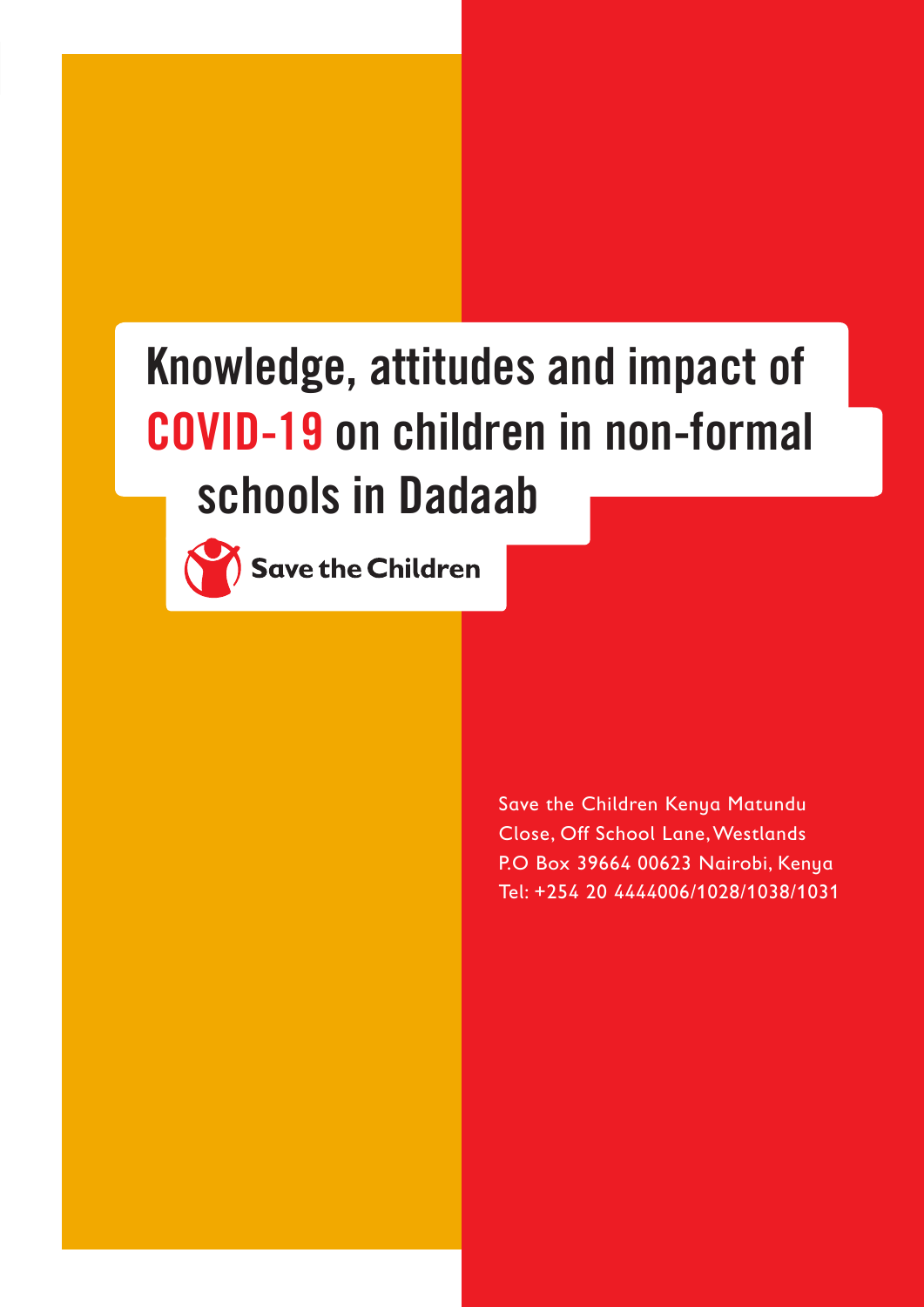# Knowledge, attitudes and impact of COVID-19 on children in non-formal schools in Dadaab

Save the Children

Save the Children Kenya Matundu Close, Off School Lane, Westlands
P.O Box 39664 00623 Nairobi, Kenya
Tel: +254 20 4444006/1028/1038/1031